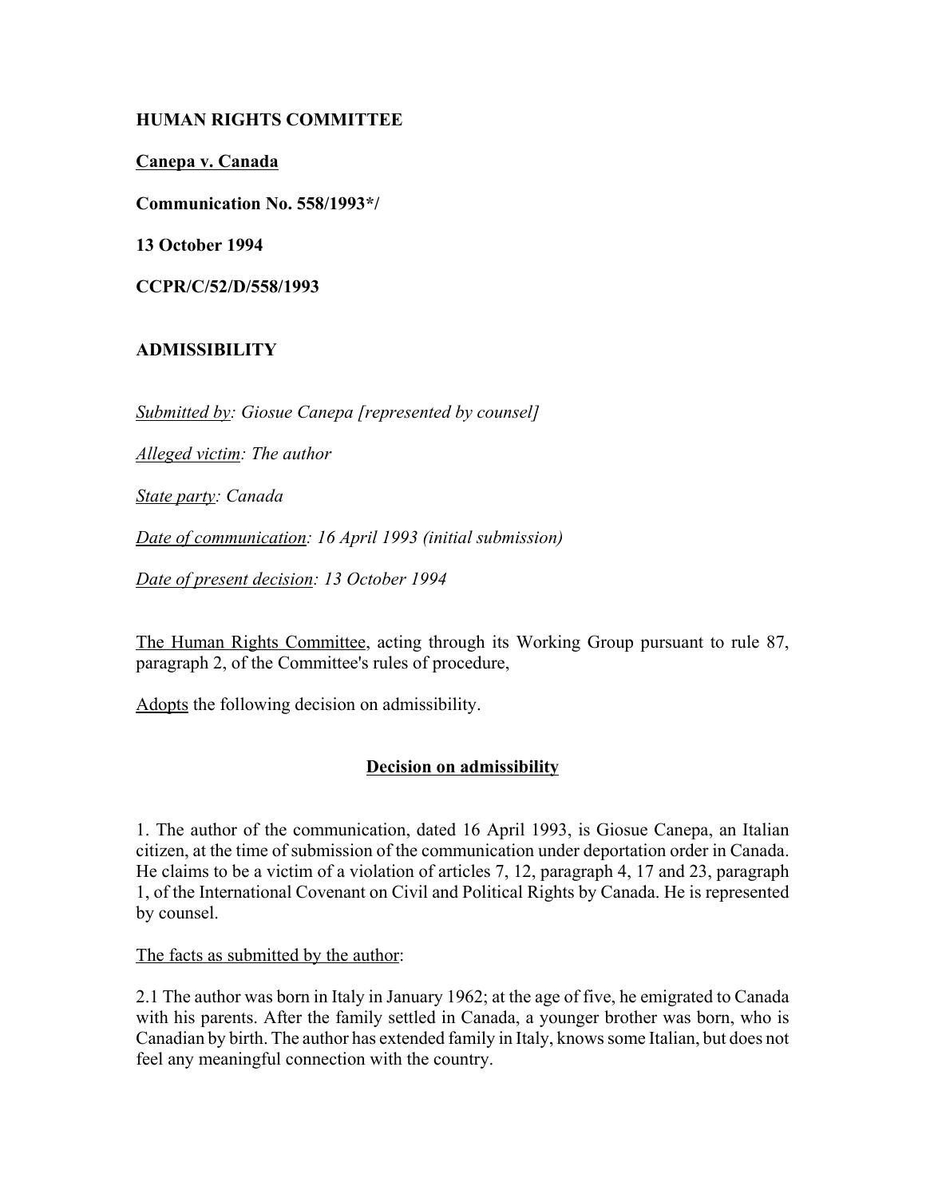**HUMAN RIGHTS COMMITTEE**

**<u>Canepa v. Canada</u>**

**Communication No. 558/1993*/**

**13 October 1994**

**CCPR/C/52/D/558/1993**

**ADMISSIBILITY**

*<u>Submitted by</u>: Giosue Canepa [represented by counsel]*

*<u>Alleged victim</u>: The author*

*<u>State party</u>: Canada*

*<u>Date of communication</u>: 16 April 1993 (initial submission)*

*<u>Date of present decision</u>: 13 October 1994*

<u>The Human Rights Committee</u>, acting through its Working Group pursuant to rule 87, paragraph 2, of the Committee's rules of procedure,

<u>Adopts</u> the following decision on admissibility.

**<u>Decision on admissibility</u>**

1. The author of the communication, dated 16 April 1993, is Giosue Canepa, an Italian citizen, at the time of submission of the communication under deportation order in Canada. He claims to be a victim of a violation of articles 7, 12, paragraph 4, 17 and 23, paragraph 1, of the International Covenant on Civil and Political Rights by Canada. He is represented by counsel.

<u>The facts as submitted by the author</u>:

2.1 The author was born in Italy in January 1962; at the age of five, he emigrated to Canada with his parents. After the family settled in Canada, a younger brother was born, who is Canadian by birth. The author has extended family in Italy, knows some Italian, but does not feel any meaningful connection with the country.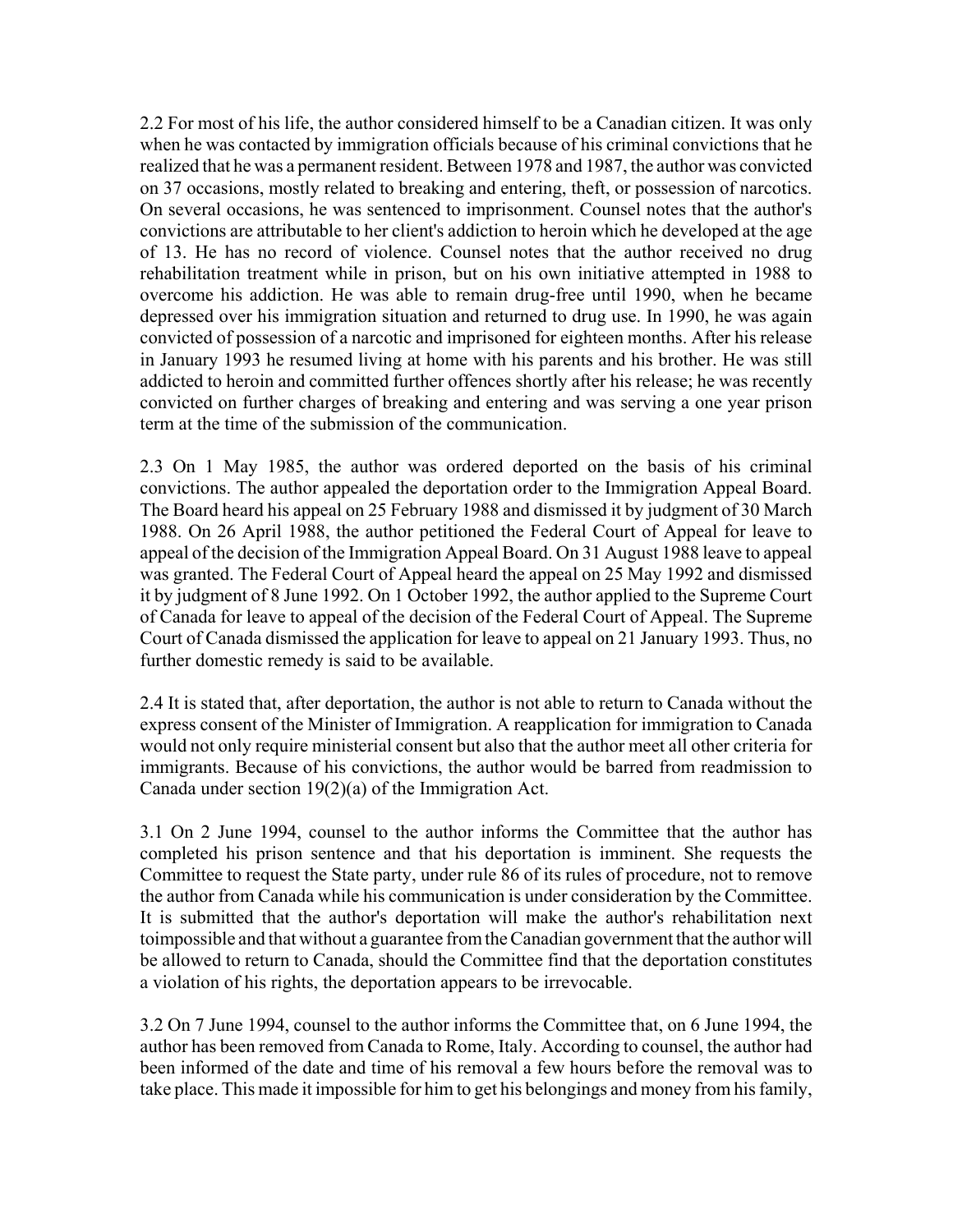2.2 For most of his life, the author considered himself to be a Canadian citizen. It was only when he was contacted by immigration officials because of his criminal convictions that he realized that he was a permanent resident. Between 1978 and 1987, the author was convicted on 37 occasions, mostly related to breaking and entering, theft, or possession of narcotics. On several occasions, he was sentenced to imprisonment. Counsel notes that the author's convictions are attributable to her client's addiction to heroin which he developed at the age of 13. He has no record of violence. Counsel notes that the author received no drug rehabilitation treatment while in prison, but on his own initiative attempted in 1988 to overcome his addiction. He was able to remain drug-free until 1990, when he became depressed over his immigration situation and returned to drug use. In 1990, he was again convicted of possession of a narcotic and imprisoned for eighteen months. After his release in January 1993 he resumed living at home with his parents and his brother. He was still addicted to heroin and committed further offences shortly after his release; he was recently convicted on further charges of breaking and entering and was serving a one year prison term at the time of the submission of the communication.

2.3 On 1 May 1985, the author was ordered deported on the basis of his criminal convictions. The author appealed the deportation order to the Immigration Appeal Board. The Board heard his appeal on 25 February 1988 and dismissed it by judgment of 30 March 1988. On 26 April 1988, the author petitioned the Federal Court of Appeal for leave to appeal of the decision of the Immigration Appeal Board. On 31 August 1988 leave to appeal was granted. The Federal Court of Appeal heard the appeal on 25 May 1992 and dismissed it by judgment of 8 June 1992. On 1 October 1992, the author applied to the Supreme Court of Canada for leave to appeal of the decision of the Federal Court of Appeal. The Supreme Court of Canada dismissed the application for leave to appeal on 21 January 1993. Thus, no further domestic remedy is said to be available.

2.4 It is stated that, after deportation, the author is not able to return to Canada without the express consent of the Minister of Immigration. A reapplication for immigration to Canada would not only require ministerial consent but also that the author meet all other criteria for immigrants. Because of his convictions, the author would be barred from readmission to Canada under section 19(2)(a) of the Immigration Act.

3.1 On 2 June 1994, counsel to the author informs the Committee that the author has completed his prison sentence and that his deportation is imminent. She requests the Committee to request the State party, under rule 86 of its rules of procedure, not to remove the author from Canada while his communication is under consideration by the Committee. It is submitted that the author's deportation will make the author's rehabilitation next toimpossible and that without a guarantee from the Canadian government that the author will be allowed to return to Canada, should the Committee find that the deportation constitutes a violation of his rights, the deportation appears to be irrevocable.

3.2 On 7 June 1994, counsel to the author informs the Committee that, on 6 June 1994, the author has been removed from Canada to Rome, Italy. According to counsel, the author had been informed of the date and time of his removal a few hours before the removal was to take place. This made it impossible for him to get his belongings and money from his family,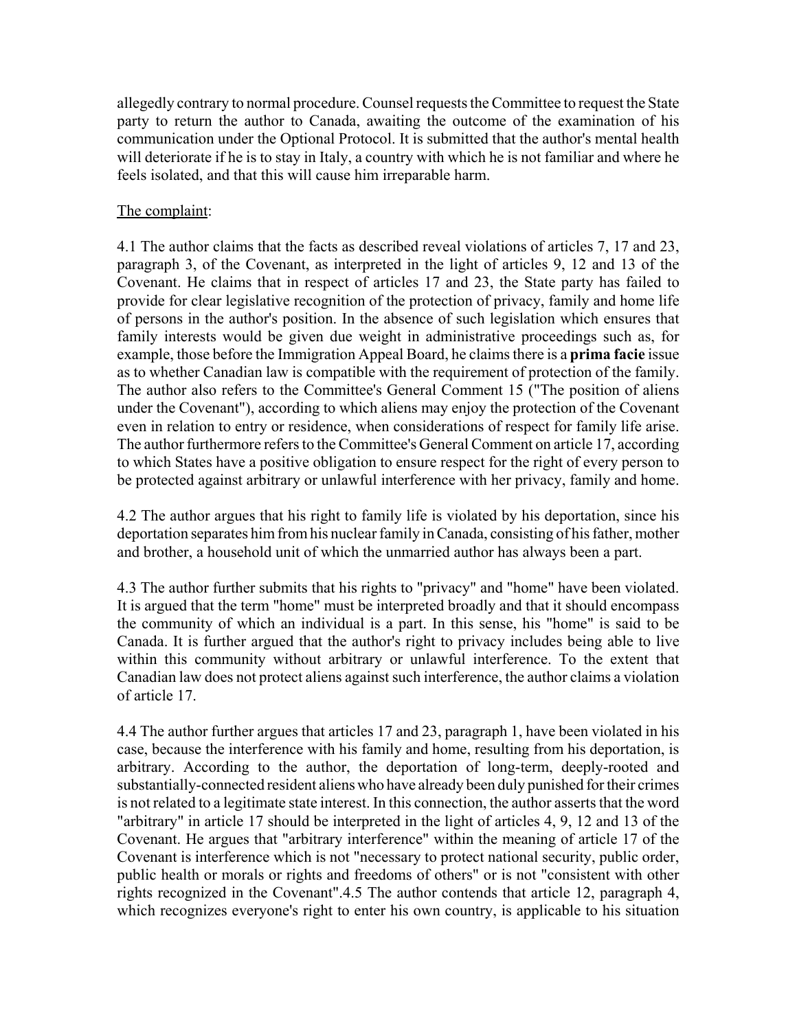allegedly contrary to normal procedure. Counsel requests the Committee to request the State party to return the author to Canada, awaiting the outcome of the examination of his communication under the Optional Protocol. It is submitted that the author's mental health will deteriorate if he is to stay in Italy, a country with which he is not familiar and where he feels isolated, and that this will cause him irreparable harm.

The complaint:

4.1 The author claims that the facts as described reveal violations of articles 7, 17 and 23, paragraph 3, of the Covenant, as interpreted in the light of articles 9, 12 and 13 of the Covenant. He claims that in respect of articles 17 and 23, the State party has failed to provide for clear legislative recognition of the protection of privacy, family and home life of persons in the author's position. In the absence of such legislation which ensures that family interests would be given due weight in administrative proceedings such as, for example, those before the Immigration Appeal Board, he claims there is a **prima facie** issue as to whether Canadian law is compatible with the requirement of protection of the family. The author also refers to the Committee's General Comment 15 ("The position of aliens under the Covenant"), according to which aliens may enjoy the protection of the Covenant even in relation to entry or residence, when considerations of respect for family life arise. The author furthermore refers to the Committee's General Comment on article 17, according to which States have a positive obligation to ensure respect for the right of every person to be protected against arbitrary or unlawful interference with her privacy, family and home.

4.2 The author argues that his right to family life is violated by his deportation, since his deportation separates him from his nuclear family in Canada, consisting of his father, mother and brother, a household unit of which the unmarried author has always been a part.

4.3 The author further submits that his rights to "privacy" and "home" have been violated. It is argued that the term "home" must be interpreted broadly and that it should encompass the community of which an individual is a part. In this sense, his "home" is said to be Canada. It is further argued that the author's right to privacy includes being able to live within this community without arbitrary or unlawful interference. To the extent that Canadian law does not protect aliens against such interference, the author claims a violation of article 17.

4.4 The author further argues that articles 17 and 23, paragraph 1, have been violated in his case, because the interference with his family and home, resulting from his deportation, is arbitrary. According to the author, the deportation of long-term, deeply-rooted and substantially-connected resident aliens who have already been duly punished for their crimes is not related to a legitimate state interest. In this connection, the author asserts that the word "arbitrary" in article 17 should be interpreted in the light of articles 4, 9, 12 and 13 of the Covenant. He argues that "arbitrary interference" within the meaning of article 17 of the Covenant is interference which is not "necessary to protect national security, public order, public health or morals or rights and freedoms of others" or is not "consistent with other rights recognized in the Covenant".

4.5 The author contends that article 12, paragraph 4, which recognizes everyone's right to enter his own country, is applicable to his situation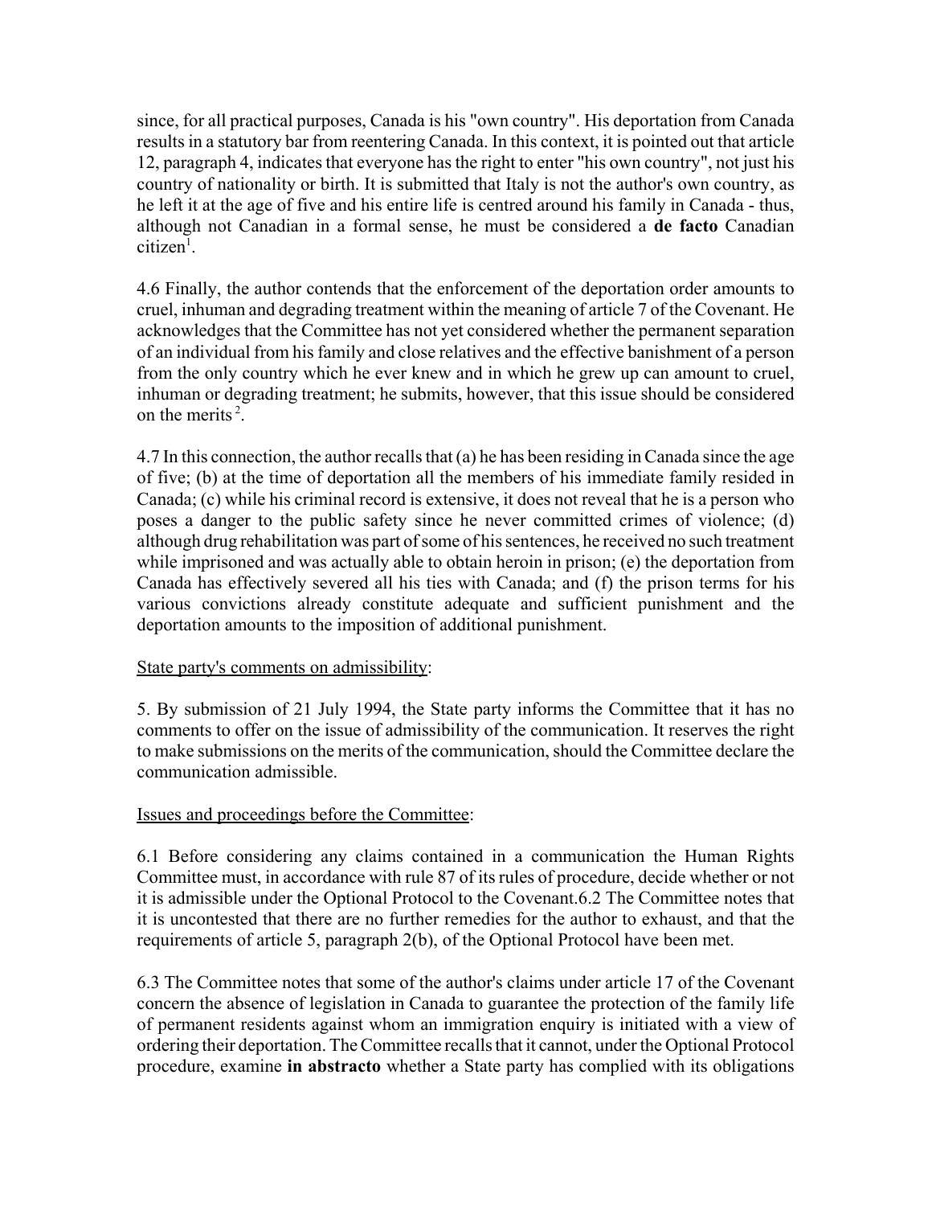since, for all practical purposes, Canada is his "own country". His deportation from Canada results in a statutory bar from reentering Canada. In this context, it is pointed out that article 12, paragraph 4, indicates that everyone has the right to enter "his own country", not just his country of nationality or birth. It is submitted that Italy is not the author's own country, as he left it at the age of five and his entire life is centred around his family in Canada - thus, although not Canadian in a formal sense, he must be considered a **de facto** Canadian citizen[1].

4.6 Finally, the author contends that the enforcement of the deportation order amounts to cruel, inhuman and degrading treatment within the meaning of article 7 of the Covenant. He acknowledges that the Committee has not yet considered whether the permanent separation of an individual from his family and close relatives and the effective banishment of a person from the only country which he ever knew and in which he grew up can amount to cruel, inhuman or degrading treatment; he submits, however, that this issue should be considered on the merits[2].

4.7 In this connection, the author recalls that (a) he has been residing in Canada since the age of five; (b) at the time of deportation all the members of his immediate family resided in Canada; (c) while his criminal record is extensive, it does not reveal that he is a person who poses a danger to the public safety since he never committed crimes of violence; (d) although drug rehabilitation was part of some of his sentences, he received no such treatment while imprisoned and was actually able to obtain heroin in prison; (e) the deportation from Canada has effectively severed all his ties with Canada; and (f) the prison terms for his various convictions already constitute adequate and sufficient punishment and the deportation amounts to the imposition of additional punishment.

State party's comments on admissibility:

5. By submission of 21 July 1994, the State party informs the Committee that it has no comments to offer on the issue of admissibility of the communication. It reserves the right to make submissions on the merits of the communication, should the Committee declare the communication admissible.

Issues and proceedings before the Committee:

6.1 Before considering any claims contained in a communication the Human Rights Committee must, in accordance with rule 87 of its rules of procedure, decide whether or not it is admissible under the Optional Protocol to the Covenant.6.2 The Committee notes that it is uncontested that there are no further remedies for the author to exhaust, and that the requirements of article 5, paragraph 2(b), of the Optional Protocol have been met.

6.3 The Committee notes that some of the author's claims under article 17 of the Covenant concern the absence of legislation in Canada to guarantee the protection of the family life of permanent residents against whom an immigration enquiry is initiated with a view of ordering their deportation. The Committee recalls that it cannot, under the Optional Protocol procedure, examine **in abstracto** whether a State party has complied with its obligations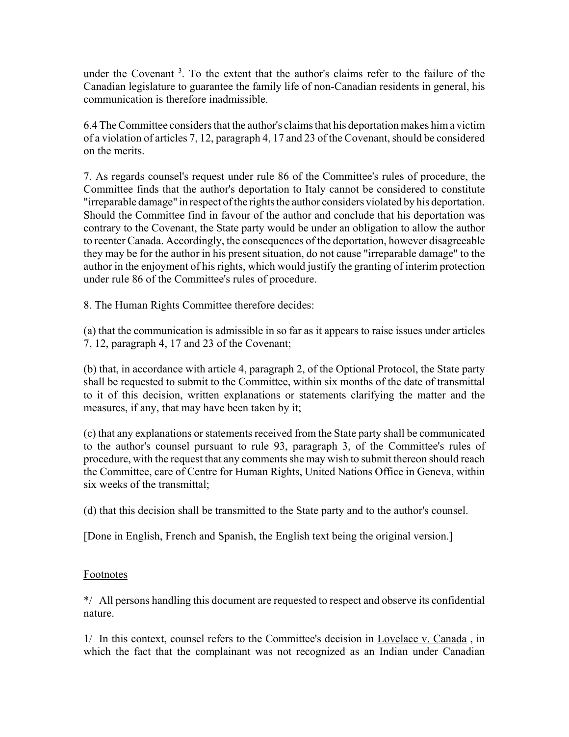under the Covenant [3]. To the extent that the author's claims refer to the failure of the Canadian legislature to guarantee the family life of non-Canadian residents in general, his communication is therefore inadmissible.

6.4 The Committee considers that the author's claims that his deportation makes him a victim of a violation of articles 7, 12, paragraph 4, 17 and 23 of the Covenant, should be considered on the merits.

7. As regards counsel's request under rule 86 of the Committee's rules of procedure, the Committee finds that the author's deportation to Italy cannot be considered to constitute "irreparable damage" in respect of the rights the author considers violated by his deportation. Should the Committee find in favour of the author and conclude that his deportation was contrary to the Covenant, the State party would be under an obligation to allow the author to reenter Canada. Accordingly, the consequences of the deportation, however disagreeable they may be for the author in his present situation, do not cause "irreparable damage" to the author in the enjoyment of his rights, which would justify the granting of interim protection under rule 86 of the Committee's rules of procedure.

8. The Human Rights Committee therefore decides:

(a) that the communication is admissible in so far as it appears to raise issues under articles 7, 12, paragraph 4, 17 and 23 of the Covenant;

(b) that, in accordance with article 4, paragraph 2, of the Optional Protocol, the State party shall be requested to submit to the Committee, within six months of the date of transmittal to it of this decision, written explanations or statements clarifying the matter and the measures, if any, that may have been taken by it;

(c) that any explanations or statements received from the State party shall be communicated to the author's counsel pursuant to rule 93, paragraph 3, of the Committee's rules of procedure, with the request that any comments she may wish to submit thereon should reach the Committee, care of Centre for Human Rights, United Nations Office in Geneva, within six weeks of the transmittal;

(d) that this decision shall be transmitted to the State party and to the author's counsel.

[Done in English, French and Spanish, the English text being the original version.]

Footnotes

*/ All persons handling this document are requested to respect and observe its confidential nature.

1/ In this context, counsel refers to the Committee's decision in Lovelace v. Canada , in which the fact that the complainant was not recognized as an Indian under Canadian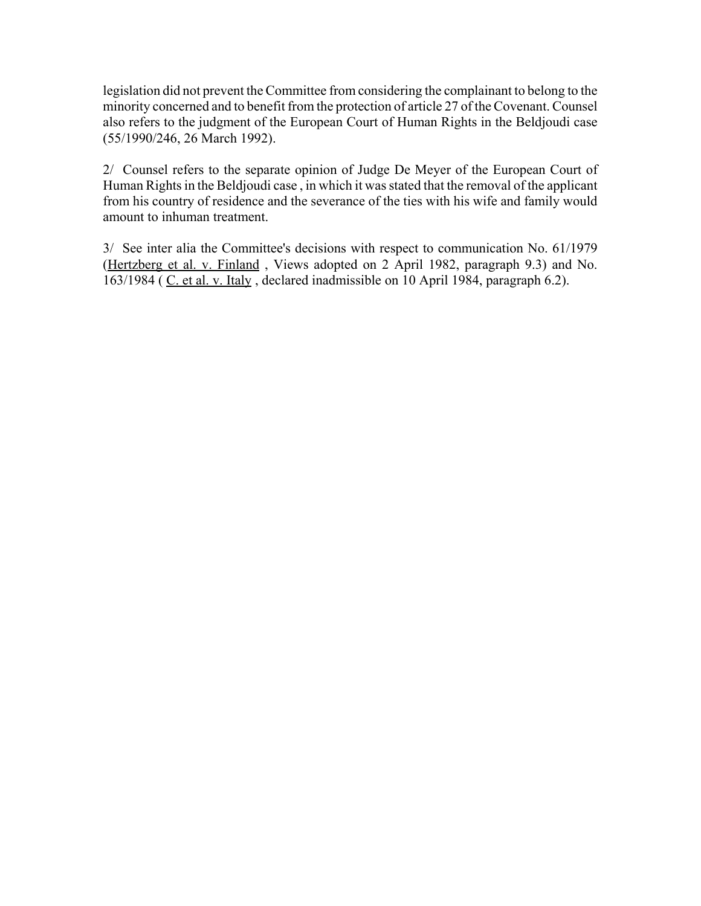legislation did not prevent the Committee from considering the complainant to belong to the minority concerned and to benefit from the protection of article 27 of the Covenant. Counsel also refers to the judgment of the European Court of Human Rights in the Beldjoudi case (55/1990/246, 26 March 1992).

2/ Counsel refers to the separate opinion of Judge De Meyer of the European Court of Human Rights in the Beldjoudi case , in which it was stated that the removal of the applicant from his country of residence and the severance of the ties with his wife and family would amount to inhuman treatment.

3/ See inter alia the Committee's decisions with respect to communication No. 61/1979 (Hertzberg et al. v. Finland , Views adopted on 2 April 1982, paragraph 9.3) and No. 163/1984 ( C. et al. v. Italy , declared inadmissible on 10 April 1984, paragraph 6.2).